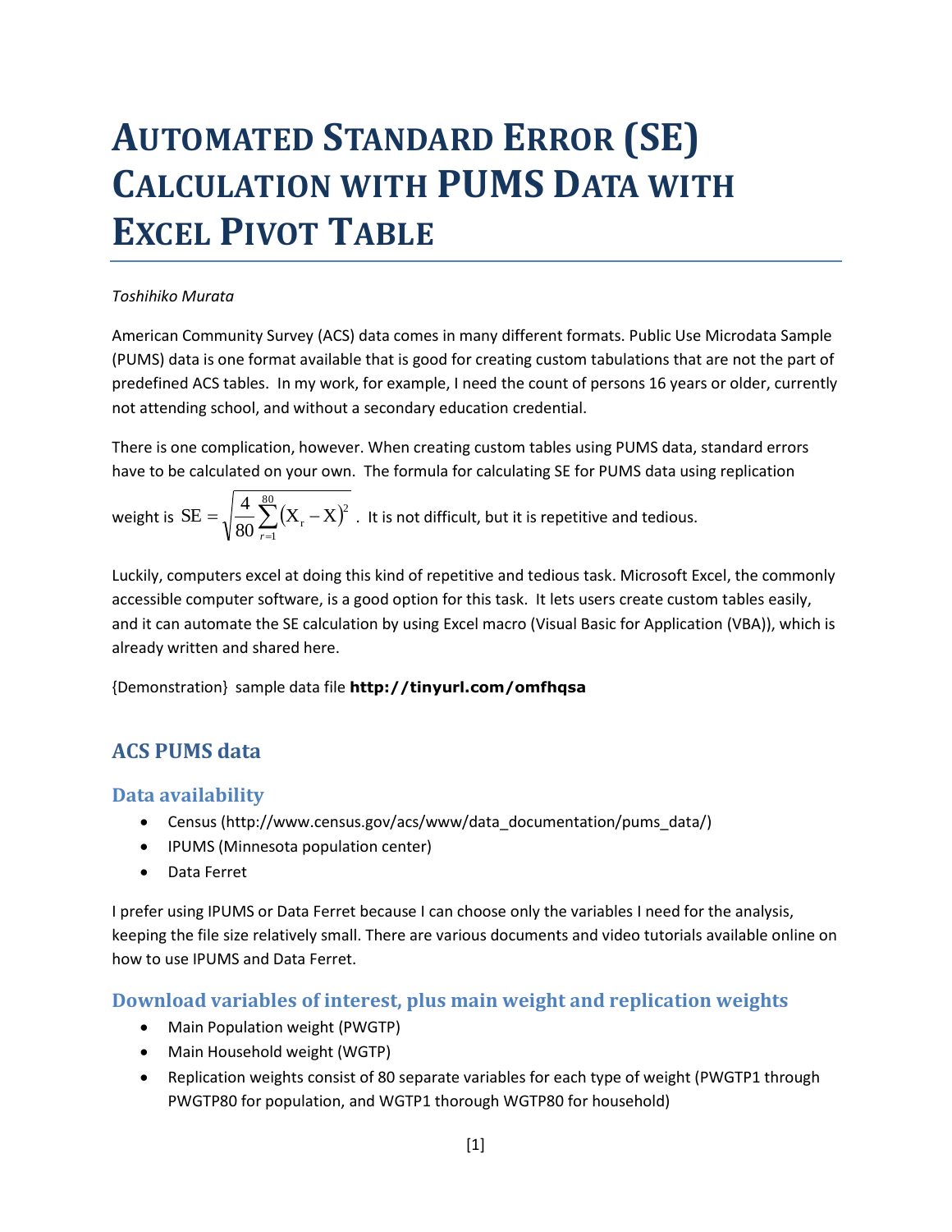# Automated Standard Error (SE) Calculation with PUMS Data with Excel Pivot Table

*Toshihiko Murata*

American Community Survey (ACS) data comes in many different formats. Public Use Microdata Sample (PUMS) data is one format available that is good for creating custom tabulations that are not the part of predefined ACS tables. In my work, for example, I need the count of persons 16 years or older, currently not attending school, and without a secondary education credential.

There is one complication, however. When creating custom tables using PUMS data, standard errors have to be calculated on your own. The formula for calculating SE for PUMS data using replication weight is $\mathrm{SE} = \sqrt{\frac{4}{80}\sum_{r=1}^{80}(\mathrm{X_r} - \mathrm{X})^2}$ . It is not difficult, but it is repetitive and tedious.

Luckily, computers excel at doing this kind of repetitive and tedious task. Microsoft Excel, the commonly accessible computer software, is a good option for this task. It lets users create custom tables easily, and it can automate the SE calculation by using Excel macro (Visual Basic for Application (VBA)), which is already written and shared here.

{Demonstration} sample data file **http://tinyurl.com/omfhqsa**

## ACS PUMS data

### Data availability

- Census (http://www.census.gov/acs/www/data_documentation/pums_data/)
- IPUMS (Minnesota population center)
- Data Ferret

I prefer using IPUMS or Data Ferret because I can choose only the variables I need for the analysis, keeping the file size relatively small. There are various documents and video tutorials available online on how to use IPUMS and Data Ferret.

### Download variables of interest, plus main weight and replication weights

- Main Population weight (PWGTP)
- Main Household weight (WGTP)
- Replication weights consist of 80 separate variables for each type of weight (PWGTP1 through PWGTP80 for population, and WGTP1 thorough WGTP80 for household)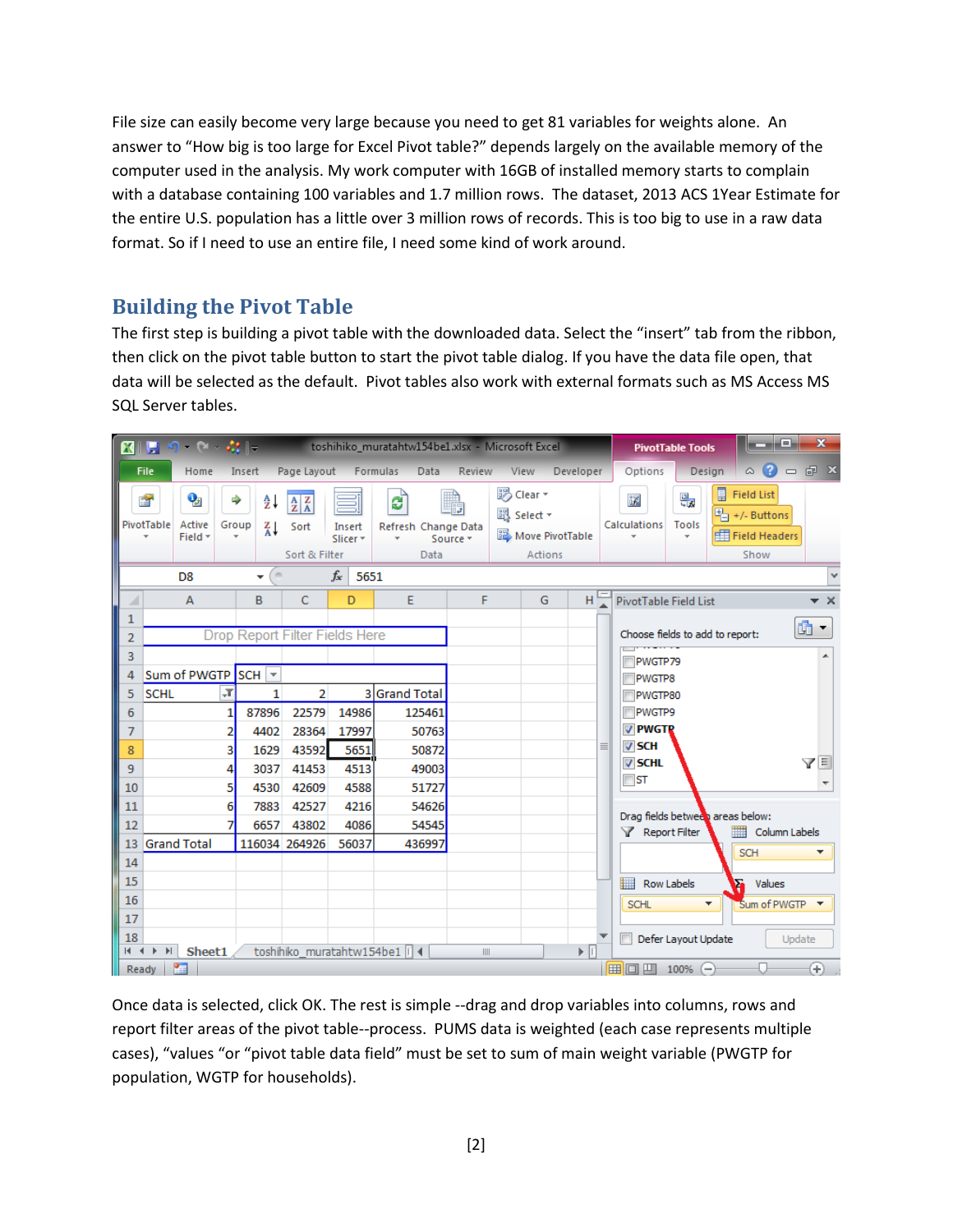File size can easily become very large because you need to get 81 variables for weights alone. An answer to "How big is too large for Excel Pivot table?" depends largely on the available memory of the computer used in the analysis. My work computer with 16GB of installed memory starts to complain with a database containing 100 variables and 1.7 million rows. The dataset, 2013 ACS 1Year Estimate for the entire U.S. population has a little over 3 million rows of records. This is too big to use in a raw data format. So if I need to use an entire file, I need some kind of work around.

## Building the Pivot Table

The first step is building a pivot table with the downloaded data. Select the "insert" tab from the ribbon, then click on the pivot table button to start the pivot table dialog. If you have the data file open, that data will be selected as the default. Pivot tables also work with external formats such as MS Access MS SQL Server tables.

| Sum of PWGTP | SCH | | | |
|---|---|---|---|---|
| SCHL | 1 | 2 | 3 | Grand Total |
| 1 | 87896 | 22579 | 14986 | 125461 |
| 2 | 4402 | 28364 | 17997 | 50763 |
| 3 | 1629 | 43592 | 5651 | 50872 |
| 4 | 3037 | 41453 | 4513 | 49003 |
| 5 | 4530 | 42609 | 4588 | 51727 |
| 6 | 7883 | 42527 | 4216 | 54626 |
| 7 | 6657 | 43802 | 4086 | 54545 |
| Grand Total | 116034 | 264926 | 56037 | 436997 |

Once data is selected, click OK. The rest is simple --drag and drop variables into columns, rows and report filter areas of the pivot table--process. PUMS data is weighted (each case represents multiple cases), "values "or "pivot table data field" must be set to sum of main weight variable (PWGTP for population, WGTP for households).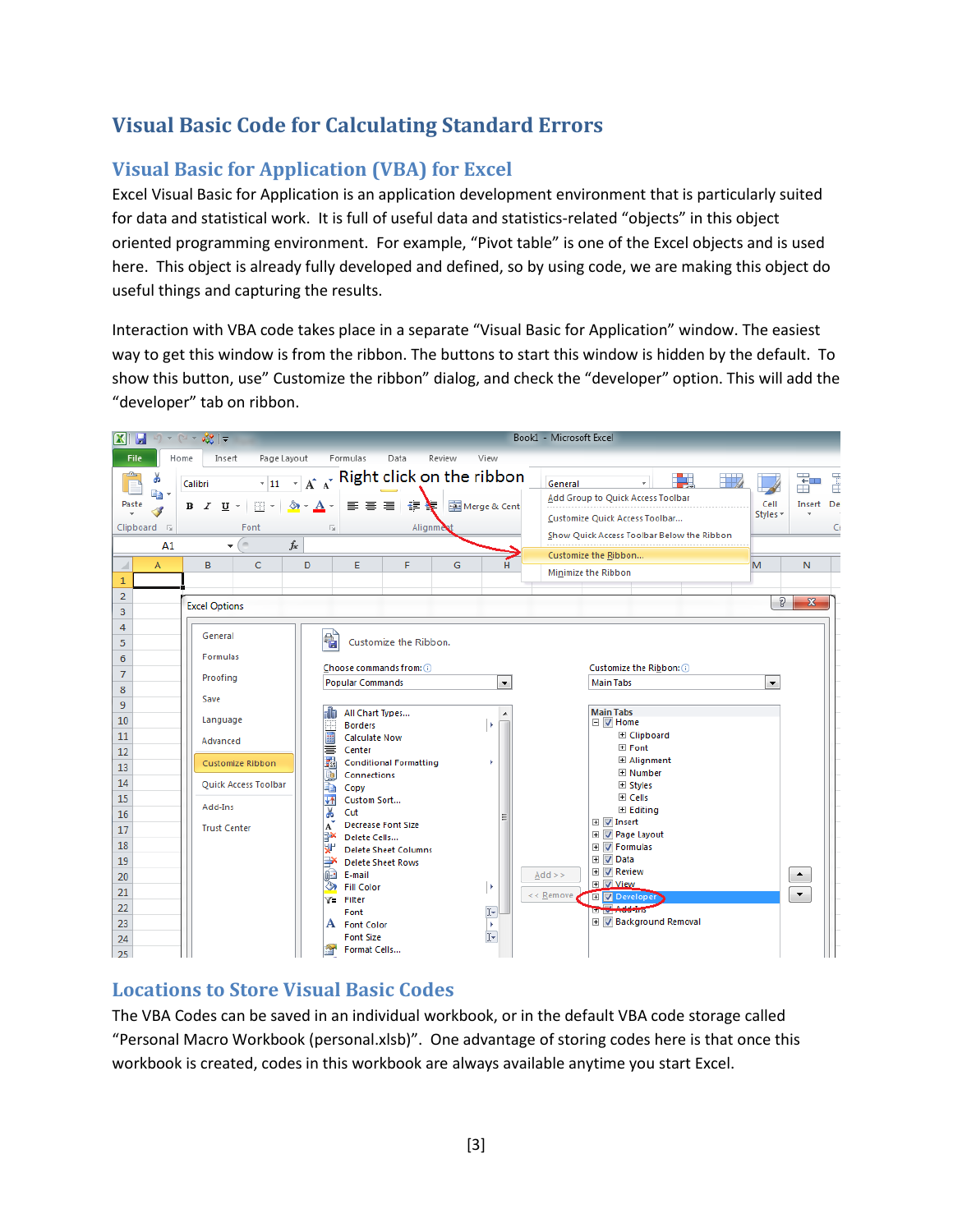# Visual Basic Code for Calculating Standard Errors

## Visual Basic for Application (VBA) for Excel

Excel Visual Basic for Application is an application development environment that is particularly suited for data and statistical work. It is full of useful data and statistics-related "objects" in this object oriented programming environment. For example, "Pivot table" is one of the Excel objects and is used here. This object is already fully developed and defined, so by using code, we are making this object do useful things and capturing the results.

Interaction with VBA code takes place in a separate "Visual Basic for Application" window. The easiest way to get this window is from the ribbon. The buttons to start this window is hidden by the default. To show this button, use" Customize the ribbon" dialog, and check the "developer" option. This will add the "developer" tab on ribbon.

## Locations to Store Visual Basic Codes

The VBA Codes can be saved in an individual workbook, or in the default VBA code storage called "Personal Macro Workbook (personal.xlsb)". One advantage of storing codes here is that once this workbook is created, codes in this workbook are always available anytime you start Excel.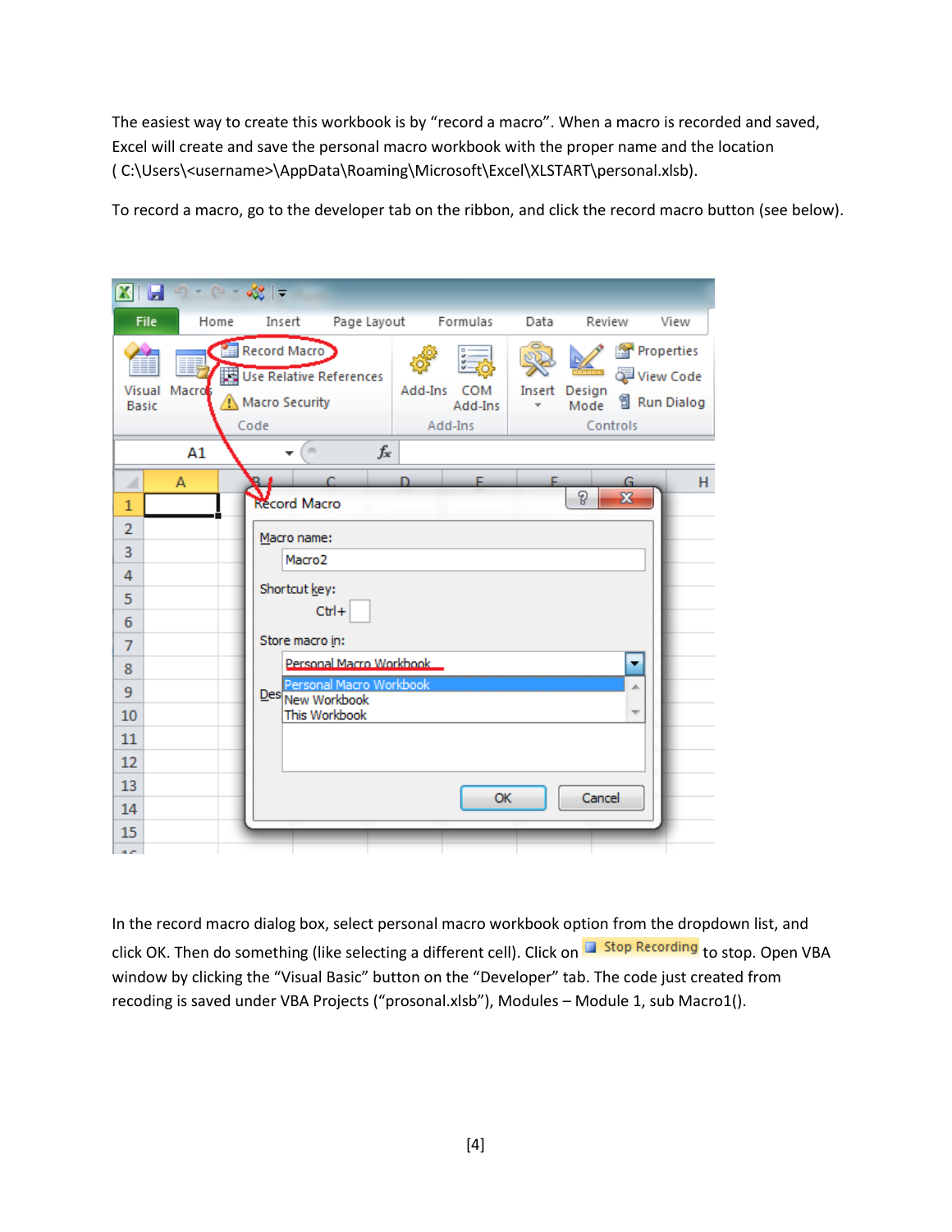The easiest way to create this workbook is by “record a macro”. When a macro is recorded and saved, Excel will create and save the personal macro workbook with the proper name and the location ( C:\Users\<username>\AppData\Roaming\Microsoft\Excel\XLSTART\personal.xlsb).

To record a macro, go to the developer tab on the ribbon, and click the record macro button (see below).

In the record macro dialog box, select personal macro workbook option from the dropdown list, and click OK. Then do something (like selecting a different cell). Click on Stop Recording to stop. Open VBA window by clicking the “Visual Basic” button on the “Developer” tab. The code just created from recoding is saved under VBA Projects (“prosonal.xlsb”), Modules – Module 1, sub Macro1().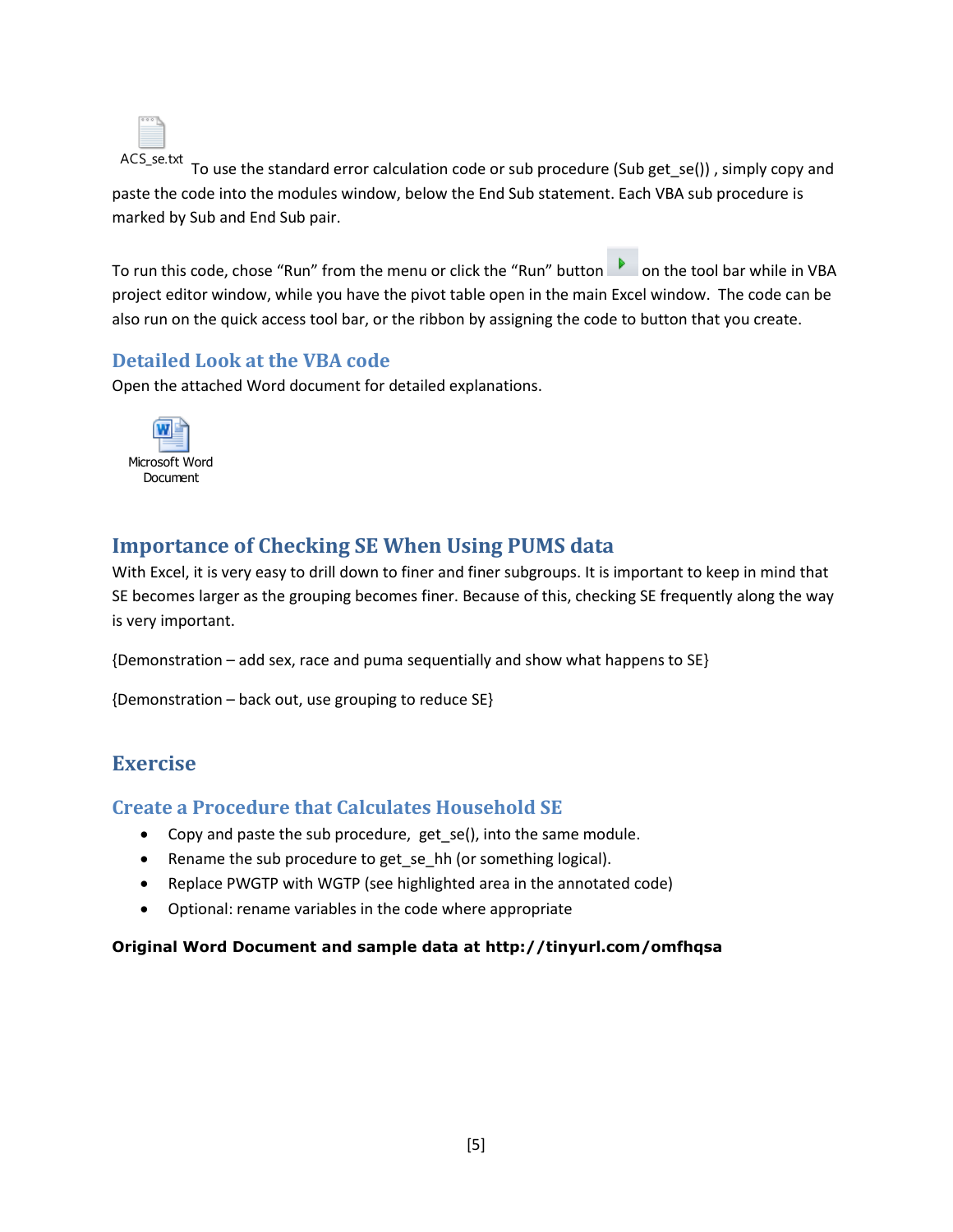ACS_se.txt To use the standard error calculation code or sub procedure (Sub get_se()) , simply copy and paste the code into the modules window, below the End Sub statement. Each VBA sub procedure is marked by Sub and End Sub pair.

To run this code, chose "Run" from the menu or click the "Run" button on the tool bar while in VBA project editor window, while you have the pivot table open in the main Excel window. The code can be also run on the quick access tool bar, or the ribbon by assigning the code to button that you create.

### Detailed Look at the VBA code

Open the attached Word document for detailed explanations.

Microsoft Word Document

## Importance of Checking SE When Using PUMS data

With Excel, it is very easy to drill down to finer and finer subgroups. It is important to keep in mind that SE becomes larger as the grouping becomes finer. Because of this, checking SE frequently along the way is very important.

{Demonstration – add sex, race and puma sequentially and show what happens to SE}

{Demonstration – back out, use grouping to reduce SE}

## Exercise

### Create a Procedure that Calculates Household SE

- Copy and paste the sub procedure, get_se(), into the same module.
- Rename the sub procedure to get_se_hh (or something logical).
- Replace PWGTP with WGTP (see highlighted area in the annotated code)
- Optional: rename variables in the code where appropriate

**Original Word Document and sample data at http://tinyurl.com/omfhqsa**